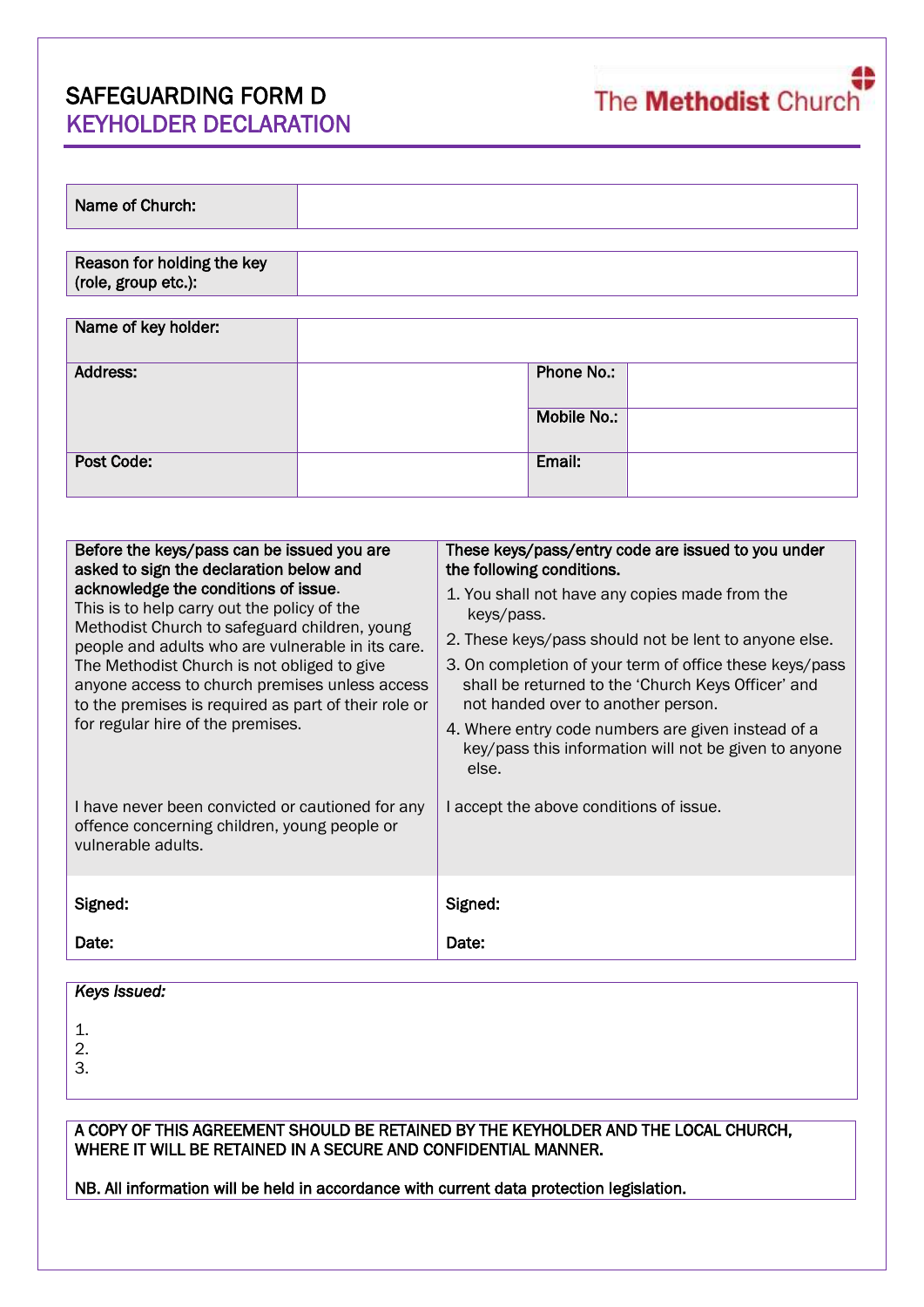# SAFEGUARDING FORM D
## KEYHOLDER DECLARATION

The Methodist Church

| Name of Church: | |
|---|---|

| Reason for holding the key (role, group etc.): | |
|---|---|

| Name of key holder: | | | |
|---|---|---|---|
| Address: | | Phone No.: | |
| | | Mobile No.: | |
| Post Code: | | Email: | |

| Before the keys/pass can be issued you are asked to sign the declaration below and acknowledge the conditions of issue. This is to help carry out the policy of the Methodist Church to safeguard children, young people and adults who are vulnerable in its care. The Methodist Church is not obliged to give anyone access to church premises unless access to the premises is required as part of their role or for regular hire of the premises. | These keys/pass/entry code are issued to you under the following conditions. 1. You shall not have any copies made from the keys/pass. 2. These keys/pass should not be lent to anyone else. 3. On completion of your term of office these keys/pass shall be returned to the 'Church Keys Officer' and not handed over to another person. 4. Where entry code numbers are given instead of a key/pass this information will not be given to anyone else. |
|---|---|
| I have never been convicted or cautioned for any offence concerning children, young people or vulnerable adults. | I accept the above conditions of issue. |
| Signed: | Signed: |
| Date: | Date: |

*Keys Issued:*

1.
2.
3.

A COPY OF THIS AGREEMENT SHOULD BE RETAINED BY THE KEYHOLDER AND THE LOCAL CHURCH, WHERE IT WILL BE RETAINED IN A SECURE AND CONFIDENTIAL MANNER.

NB. All information will be held in accordance with current data protection legislation.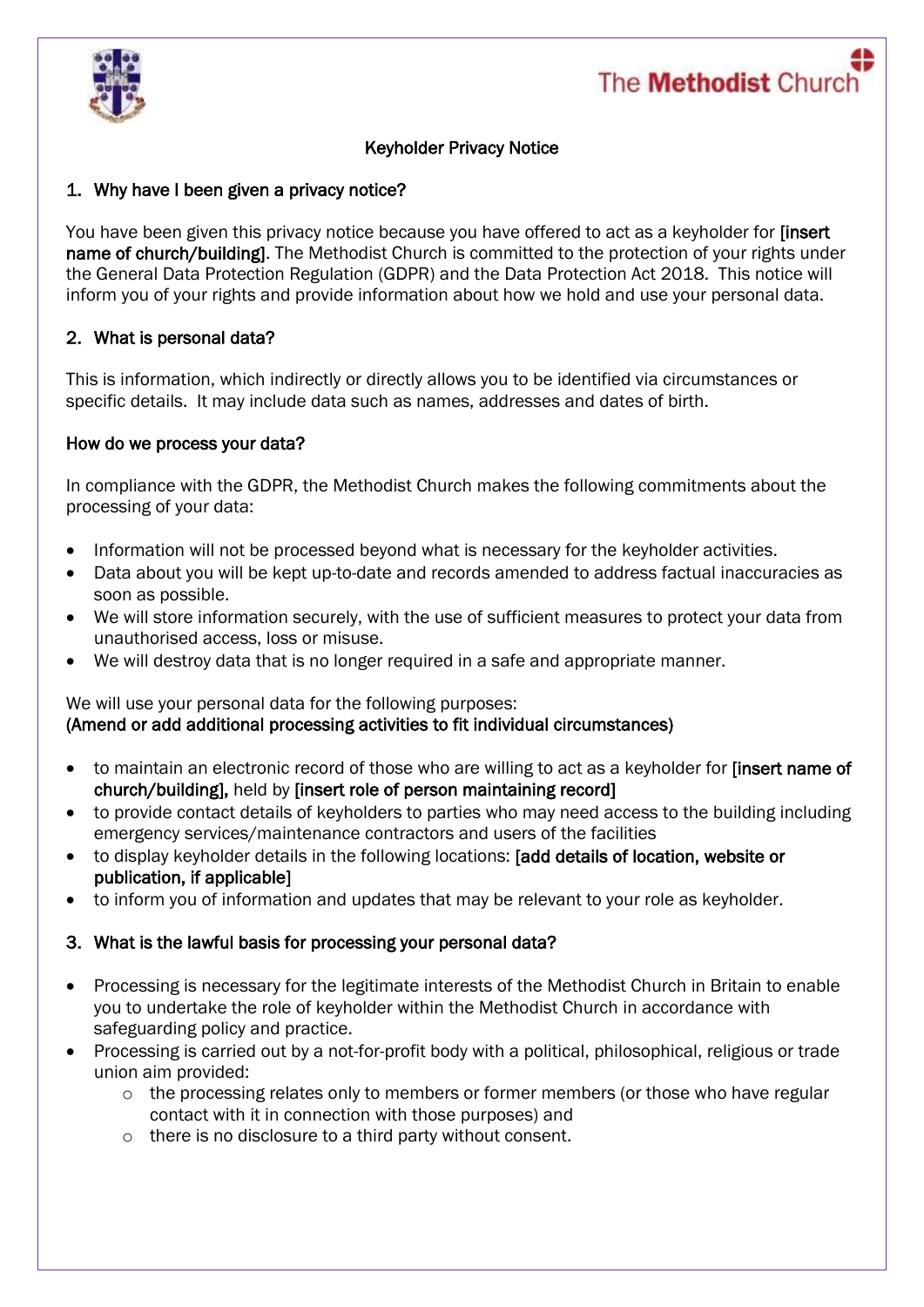The Methodist Church

# Keyholder Privacy Notice

## 1. Why have I been given a privacy notice?

You have been given this privacy notice because you have offered to act as a keyholder for **[insert name of church/building]**. The Methodist Church is committed to the protection of your rights under the General Data Protection Regulation (GDPR) and the Data Protection Act 2018. This notice will inform you of your rights and provide information about how we hold and use your personal data.

## 2. What is personal data?

This is information, which indirectly or directly allows you to be identified via circumstances or specific details. It may include data such as names, addresses and dates of birth.

### How do we process your data?

In compliance with the GDPR, the Methodist Church makes the following commitments about the processing of your data:

- Information will not be processed beyond what is necessary for the keyholder activities.
- Data about you will be kept up-to-date and records amended to address factual inaccuracies as soon as possible.
- We will store information securely, with the use of sufficient measures to protect your data from unauthorised access, loss or misuse.
- We will destroy data that is no longer required in a safe and appropriate manner.

We will use your personal data for the following purposes:
**(Amend or add additional processing activities to fit individual circumstances)**

- to maintain an electronic record of those who are willing to act as a keyholder for **[insert name of church/building],** held by **[insert role of person maintaining record]**
- to provide contact details of keyholders to parties who may need access to the building including emergency services/maintenance contractors and users of the facilities
- to display keyholder details in the following locations: **[add details of location, website or publication, if applicable]**
- to inform you of information and updates that may be relevant to your role as keyholder.

## 3. What is the lawful basis for processing your personal data?

- Processing is necessary for the legitimate interests of the Methodist Church in Britain to enable you to undertake the role of keyholder within the Methodist Church in accordance with safeguarding policy and practice.
- Processing is carried out by a not-for-profit body with a political, philosophical, religious or trade union aim provided:
  - the processing relates only to members or former members (or those who have regular contact with it in connection with those purposes) and
  - there is no disclosure to a third party without consent.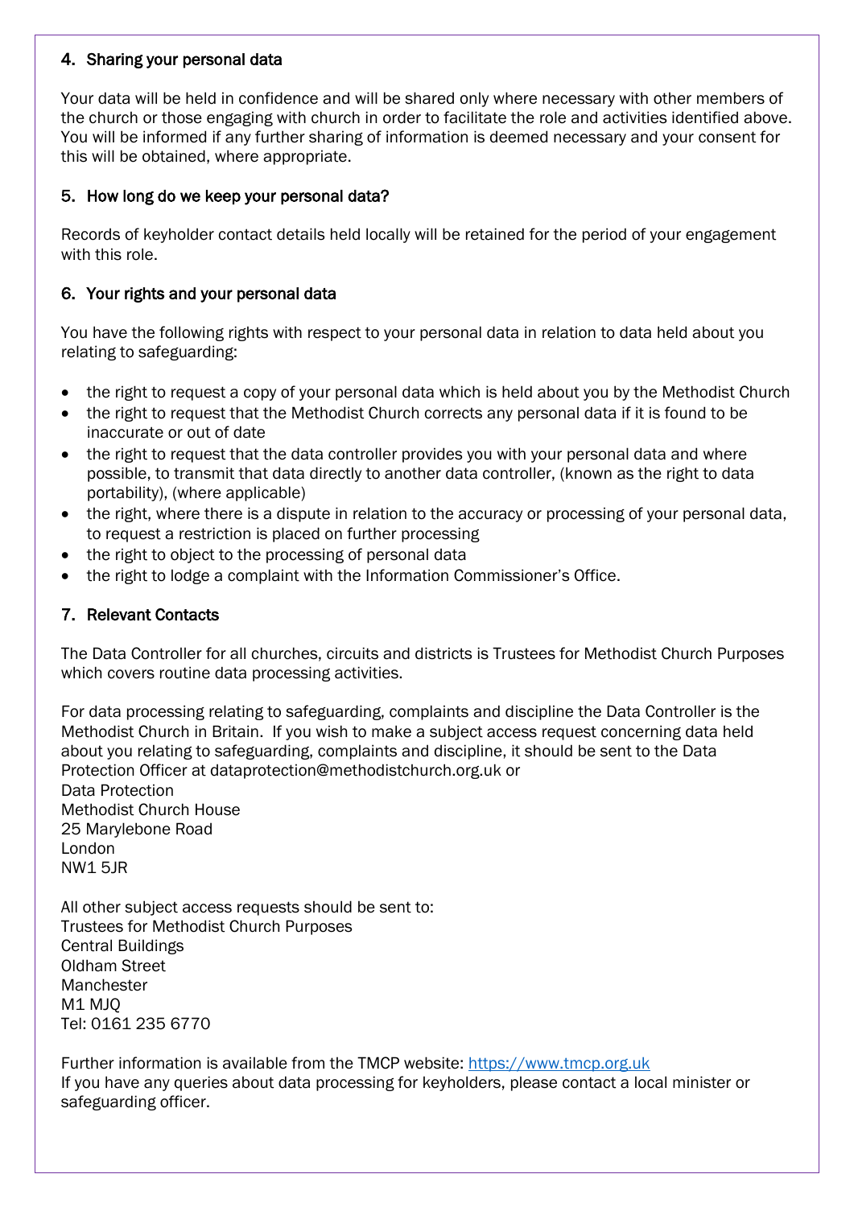## 4. Sharing your personal data

Your data will be held in confidence and will be shared only where necessary with other members of the church or those engaging with church in order to facilitate the role and activities identified above. You will be informed if any further sharing of information is deemed necessary and your consent for this will be obtained, where appropriate.

## 5. How long do we keep your personal data?

Records of keyholder contact details held locally will be retained for the period of your engagement with this role.

## 6. Your rights and your personal data

You have the following rights with respect to your personal data in relation to data held about you relating to safeguarding:

- the right to request a copy of your personal data which is held about you by the Methodist Church
- the right to request that the Methodist Church corrects any personal data if it is found to be inaccurate or out of date
- the right to request that the data controller provides you with your personal data and where possible, to transmit that data directly to another data controller, (known as the right to data portability), (where applicable)
- the right, where there is a dispute in relation to the accuracy or processing of your personal data, to request a restriction is placed on further processing
- the right to object to the processing of personal data
- the right to lodge a complaint with the Information Commissioner's Office.

## 7. Relevant Contacts

The Data Controller for all churches, circuits and districts is Trustees for Methodist Church Purposes which covers routine data processing activities.

For data processing relating to safeguarding, complaints and discipline the Data Controller is the Methodist Church in Britain. If you wish to make a subject access request concerning data held about you relating to safeguarding, complaints and discipline, it should be sent to the Data Protection Officer at dataprotection@methodistchurch.org.uk or
Data Protection
Methodist Church House
25 Marylebone Road
London
NW1 5JR

All other subject access requests should be sent to:
Trustees for Methodist Church Purposes
Central Buildings
Oldham Street
Manchester
M1 MJQ
Tel: 0161 235 6770

Further information is available from the TMCP website: [https://www.tmcp.org.uk](https://www.tmcp.org.uk)
If you have any queries about data processing for keyholders, please contact a local minister or safeguarding officer.